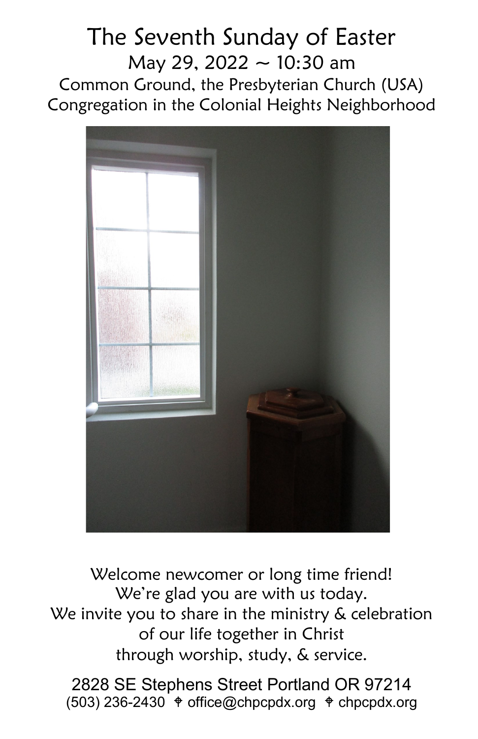# The Seventh Sunday of Easter

May 29, 2022 ~ 10:30 am

Common Ground, the Presbyterian Church (USA) Congregation in the Colonial Heights Neighborhood

Welcome newcomer or long time friend!
We're glad you are with us today.
We invite you to share in the ministry & celebration of our life together in Christ through worship, study, & service.

2828 SE Stephens Street Portland OR 97214
(503) 236-2430 ⌖ office@chpcpdx.org ⌖ chpcpdx.org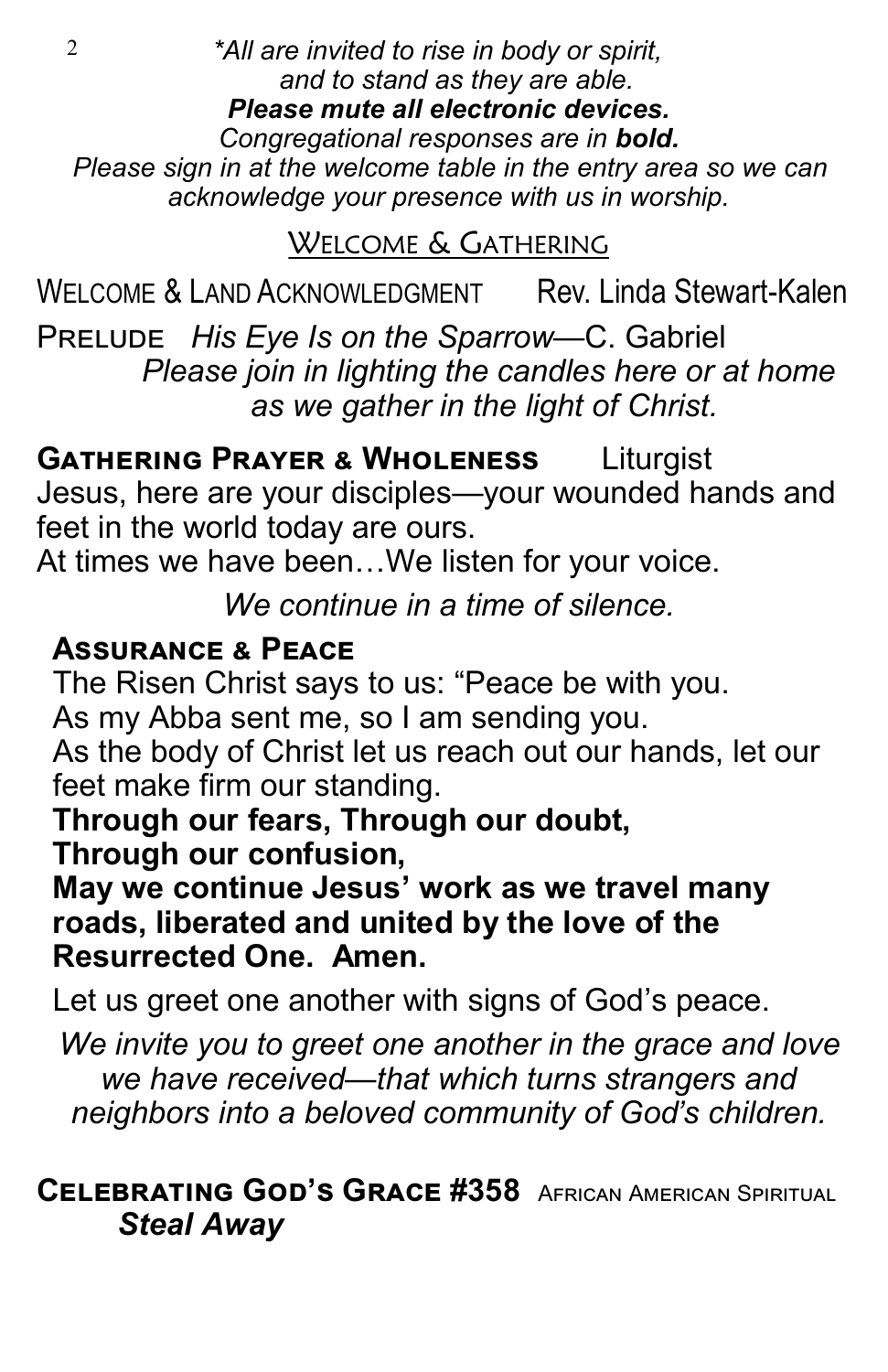*\*All are invited to rise in body or spirit, and to stand as they are able.*
***Please mute all electronic devices.***
*Congregational responses are in **bold.***
*Please sign in at the welcome table in the entry area so we can acknowledge your presence with us in worship.*

## Welcome & Gathering

Welcome & Land Acknowledgment — Rev. Linda Stewart-Kalen

Prelude *His Eye Is on the Sparrow*—C. Gabriel

*Please join in lighting the candles here or at home as we gather in the light of Christ.*

**Gathering Prayer & Wholeness** — Liturgist

Jesus, here are your disciples—your wounded hands and feet in the world today are ours.
At times we have been…We listen for your voice.

*We continue in a time of silence.*

**Assurance & Peace**

The Risen Christ says to us: "Peace be with you.
As my Abba sent me, so I am sending you.
As the body of Christ let us reach out our hands, let our feet make firm our standing.
**Through our fears, Through our doubt,**
**Through our confusion,**
**May we continue Jesus' work as we travel many roads, liberated and united by the love of the Resurrected One. Amen.**

Let us greet one another with signs of God's peace.

*We invite you to greet one another in the grace and love we have received—that which turns strangers and neighbors into a beloved community of God's children.*

**Celebrating God's Grace #358** — African American Spiritual
***Steal Away***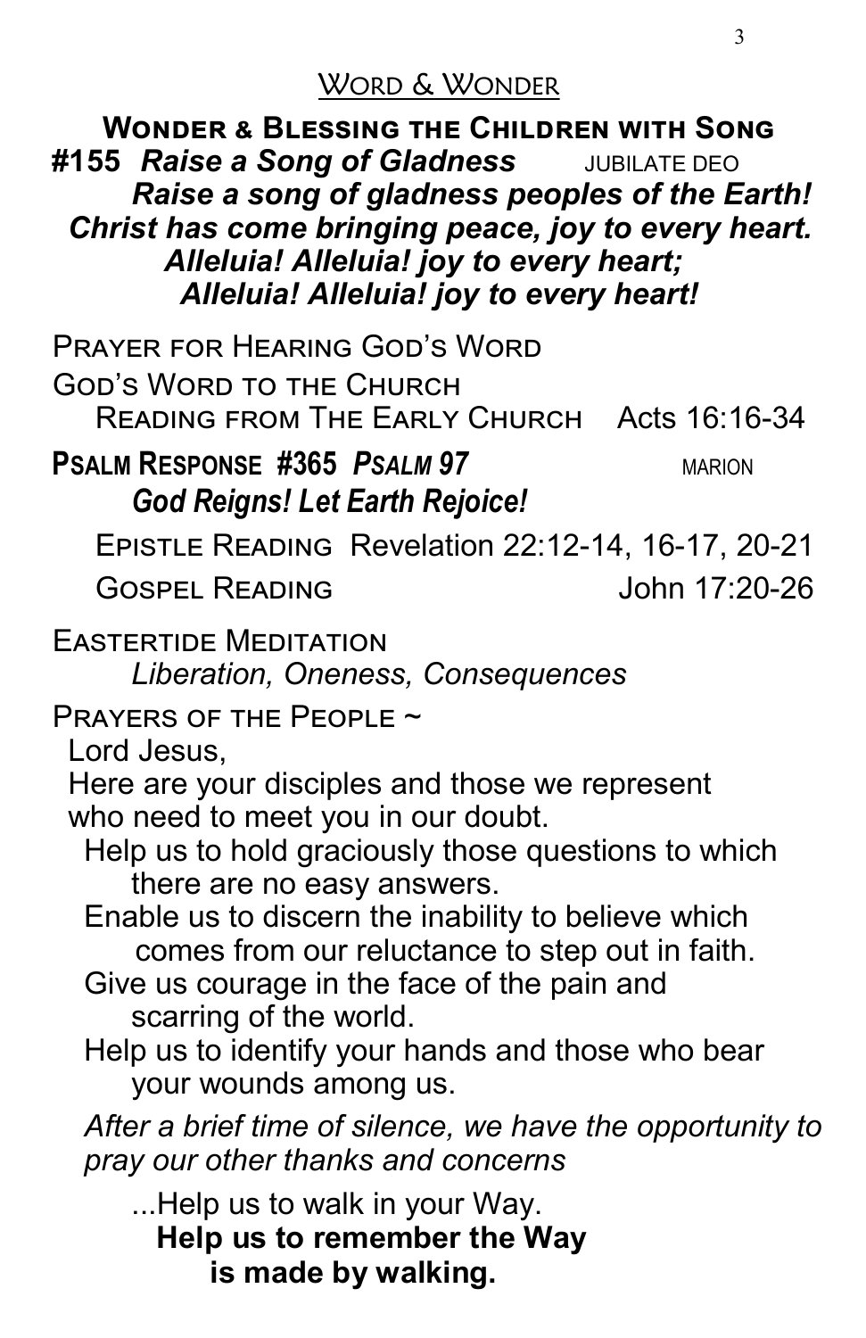## Word & Wonder

### Wonder & Blessing the Children with Song

**#155 *Raise a Song of Gladness*** JUBILATE DEO

***Raise a song of gladness peoples of the Earth!***
***Christ has come bringing peace, joy to every heart.***
***Alleluia! Alleluia! joy to every heart;***
***Alleluia! Alleluia! joy to every heart!***

Prayer for Hearing God's Word

God's Word to the Church

Reading from The Early Church Acts 16:16-34

**Psalm Response #365 *Psalm 97*** MARION

***God Reigns! Let Earth Rejoice!***

Epistle Reading Revelation 22:12-14, 16-17, 20-21

Gospel Reading John 17:20-26

Eastertide Meditation

*Liberation, Oneness, Consequences*

Prayers of the People ~

Lord Jesus,
Here are your disciples and those we represent
who need to meet you in our doubt.
Help us to hold graciously those questions to which there are no easy answers.
Enable us to discern the inability to believe which comes from our reluctance to step out in faith.
Give us courage in the face of the pain and scarring of the world.
Help us to identify your hands and those who bear your wounds among us.

*After a brief time of silence, we have the opportunity to pray our other thanks and concerns*

...Help us to walk in your Way.
**Help us to remember the Way**
**is made by walking.**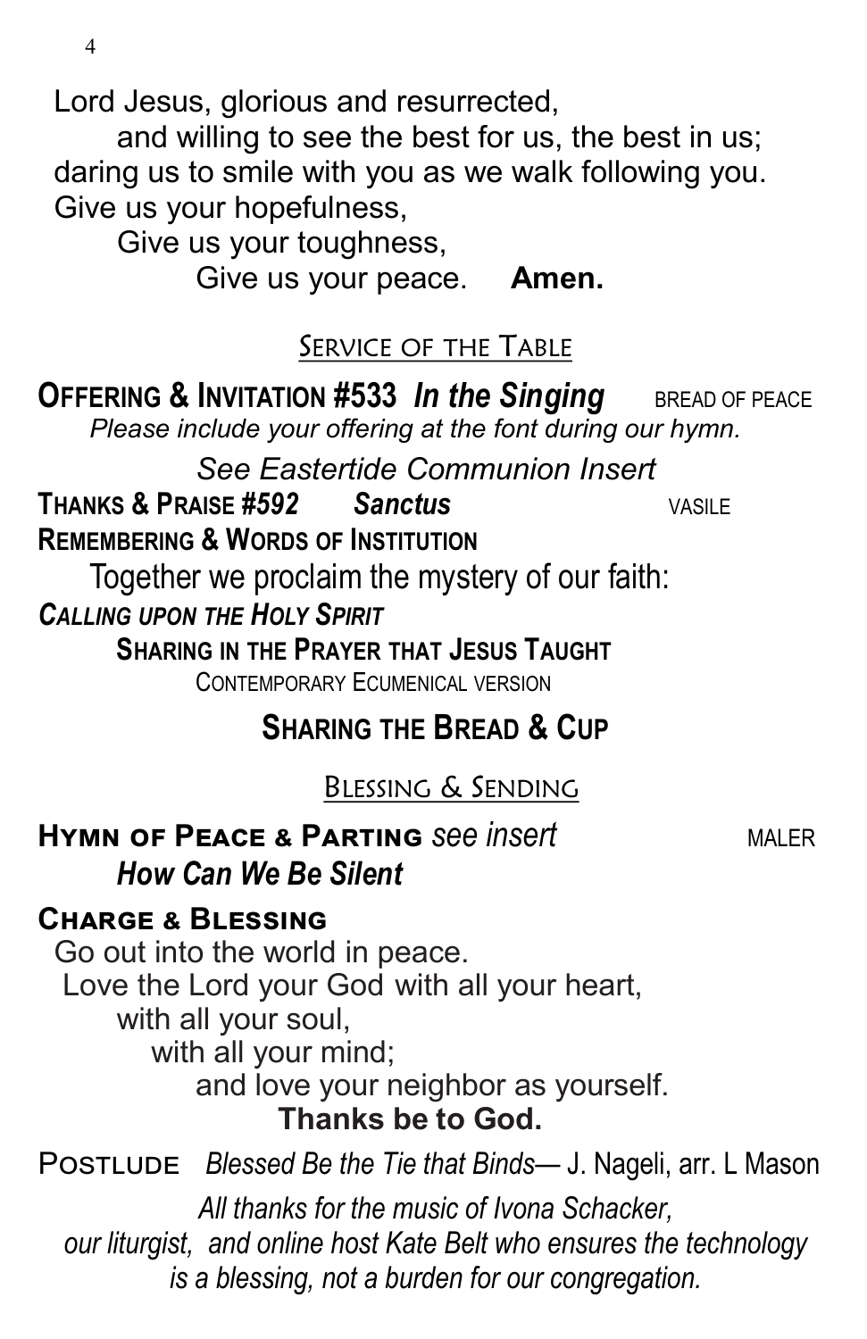Lord Jesus, glorious and resurrected,
and willing to see the best for us, the best in us;
daring us to smile with you as we walk following you.
Give us your hopefulness,
Give us your toughness,
Give us your peace. **Amen.**

## Service of the Table

**Offering & Invitation #533** ***In the Singing*** BREAD OF PEACE

*Please include your offering at the font during our hymn.*

*See Eastertide Communion Insert*

**Thanks & Praise #592** ***Sanctus*** VASILE

**Remembering & Words of Institution**

Together we proclaim the mystery of our faith:

***Calling upon the Holy Spirit***

**Sharing in the Prayer that Jesus Taught**

Contemporary Ecumenical version

**Sharing the Bread & Cup**

## Blessing & Sending

**Hymn of Peace & Parting** *see insert* MALER

***How Can We Be Silent***

**Charge & Blessing**

Go out into the world in peace.
Love the Lord your God with all your heart,
with all your soul,
with all your mind;
and love your neighbor as yourself.
**Thanks be to God.**

Postlude *Blessed Be the Tie that Binds*— J. Nageli, arr. L Mason

*All thanks for the music of Ivona Schacker, our liturgist, and online host Kate Belt who ensures the technology is a blessing, not a burden for our congregation.*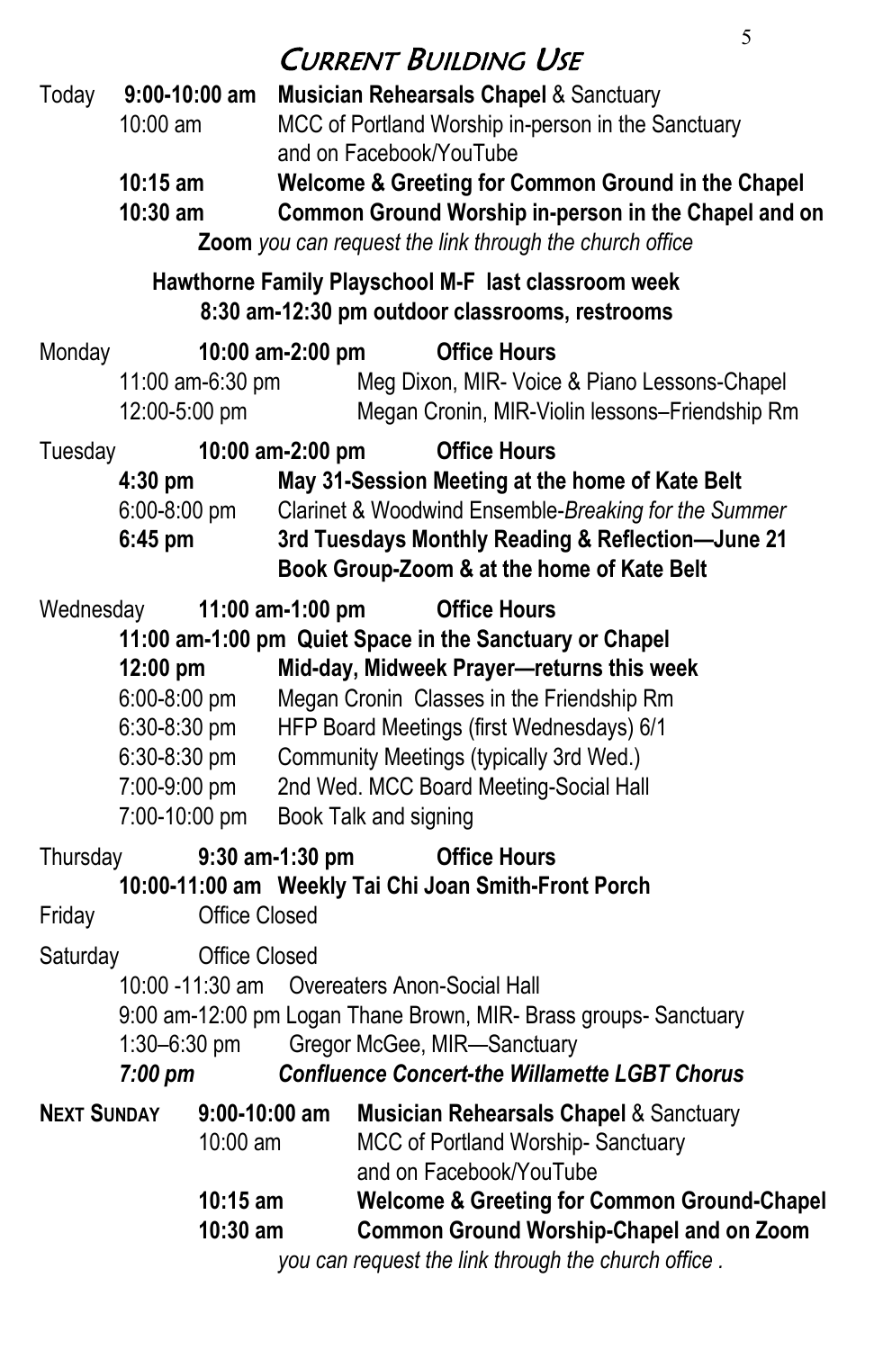# Current Building Use

**Today**

- **9:00-10:00 am** — **Musician Rehearsals Chapel** & Sanctuary
- 10:00 am — MCC of Portland Worship in-person in the Sanctuary and on Facebook/YouTube
- **10:15 am** — **Welcome & Greeting for Common Ground in the Chapel**
- **10:30 am** — **Common Ground Worship in-person in the Chapel and on Zoom** *you can request the link through the church office*

**Hawthorne Family Playschool M-F last classroom week**
**8:30 am-12:30 pm outdoor classrooms, restrooms**

**Monday** — **10:00 am-2:00 pm Office Hours**

- 11:00 am-6:30 pm — Meg Dixon, MIR- Voice & Piano Lessons-Chapel
- 12:00-5:00 pm — Megan Cronin, MIR-Violin lessons–Friendship Rm

**Tuesday** — **10:00 am-2:00 pm Office Hours**

- **4:30 pm** — **May 31-Session Meeting at the home of Kate Belt**
- 6:00-8:00 pm — Clarinet & Woodwind Ensemble-*Breaking for the Summer*
- **6:45 pm** — **3rd Tuesdays Monthly Reading & Reflection—June 21 Book Group-Zoom & at the home of Kate Belt**

**Wednesday** — **11:00 am-1:00 pm Office Hours**

- **11:00 am-1:00 pm Quiet Space in the Sanctuary or Chapel**
- **12:00 pm** — **Mid-day, Midweek Prayer—returns this week**
- 6:00-8:00 pm — Megan Cronin Classes in the Friendship Rm
- 6:30-8:30 pm — HFP Board Meetings (first Wednesdays) 6/1
- 6:30-8:30 pm — Community Meetings (typically 3rd Wed.)
- 7:00-9:00 pm — 2nd Wed. MCC Board Meeting-Social Hall
- 7:00-10:00 pm — Book Talk and signing

**Thursday** — **9:30 am-1:30 pm Office Hours**

- **10:00-11:00 am Weekly Tai Chi Joan Smith-Front Porch**

**Friday** — Office Closed

**Saturday** — Office Closed

- 10:00 -11:30 am — Overeaters Anon-Social Hall
- 9:00 am-12:00 pm — Logan Thane Brown, MIR- Brass groups- Sanctuary
- 1:30–6:30 pm — Gregor McGee, MIR—Sanctuary
- ***7:00 pm*** — ***Confluence Concert-the Willamette LGBT Chorus***

**Next Sunday**

- **9:00-10:00 am** — **Musician Rehearsals Chapel** & Sanctuary
- 10:00 am — MCC of Portland Worship- Sanctuary and on Facebook/YouTube
- **10:15 am** — **Welcome & Greeting for Common Ground-Chapel**
- **10:30 am** — **Common Ground Worship-Chapel and on Zoom** *you can request the link through the church office .*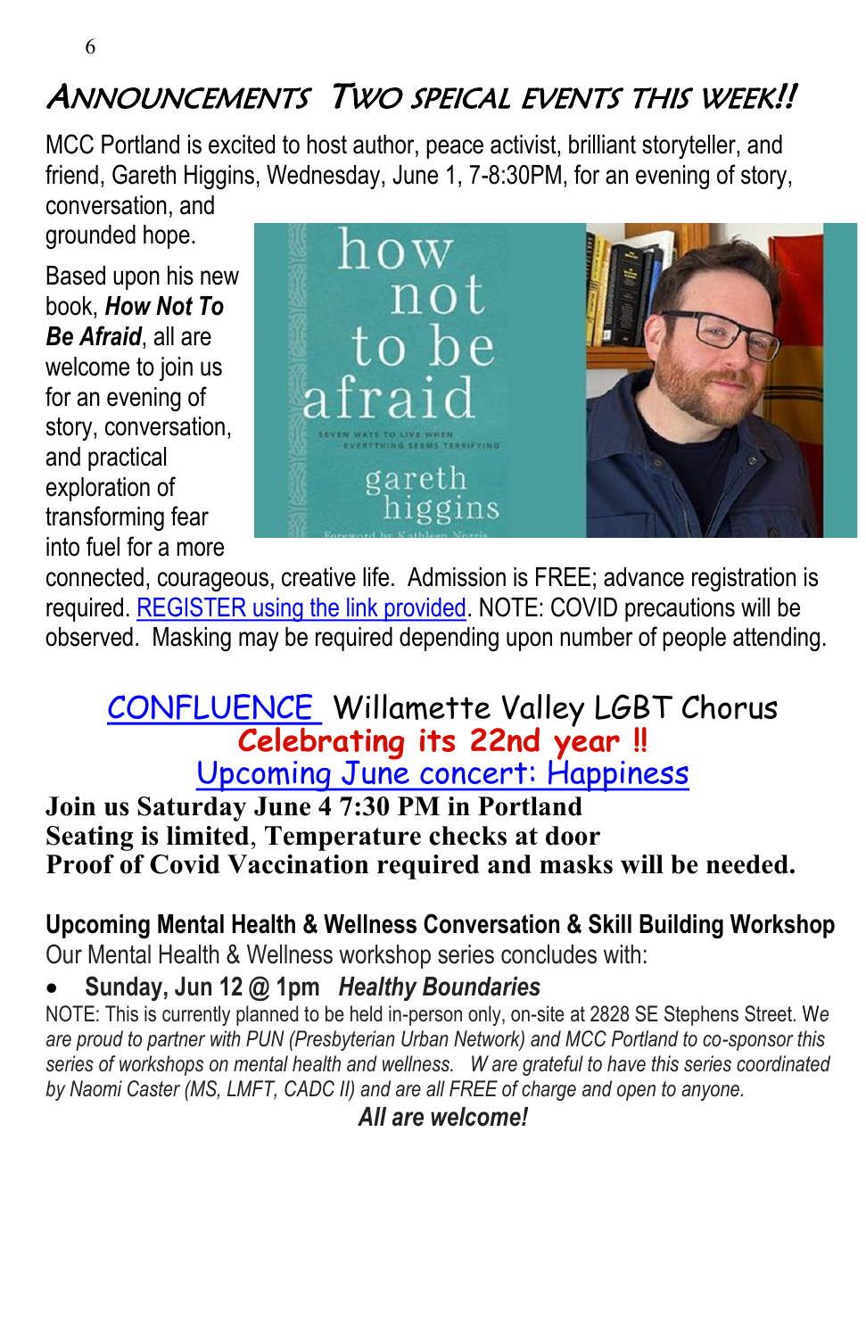# ANNOUNCEMENTS  TWO SPEICAL EVENTS THIS WEEK!!

MCC Portland is excited to host author, peace activist, brilliant storyteller, and friend, Gareth Higgins, Wednesday, June 1, 7-8:30PM, for an evening of story, conversation, and grounded hope.

Based upon his new book, ***How Not To Be Afraid***, all are welcome to join us for an evening of story, conversation, and practical exploration of transforming fear into fuel for a more connected, courageous, creative life. Admission is FREE; advance registration is required. REGISTER using the link provided. NOTE: COVID precautions will be observed. Masking may be required depending upon number of people attending.

## CONFLUENCE Willamette Valley LGBT Chorus

**Celebrating its 22nd year !!**

Upcoming June concert: Happiness

**Join us Saturday June 4 7:30 PM in Portland**
**Seating is limited, Temperature checks at door**
**Proof of Covid Vaccination required and masks will be needed.**

### Upcoming Mental Health & Wellness Conversation & Skill Building Workshop

Our Mental Health & Wellness workshop series concludes with:

- **Sunday, Jun 12 @ 1pm** ***Healthy Boundaries***

NOTE: This is currently planned to be held in-person only, on-site at 2828 SE Stephens Street. *We are proud to partner with PUN (Presbyterian Urban Network) and MCC Portland to co-sponsor this series of workshops on mental health and wellness. W are grateful to have this series coordinated by Naomi Caster (MS, LMFT, CADC II) and are all FREE of charge and open to anyone.*

***All are welcome!***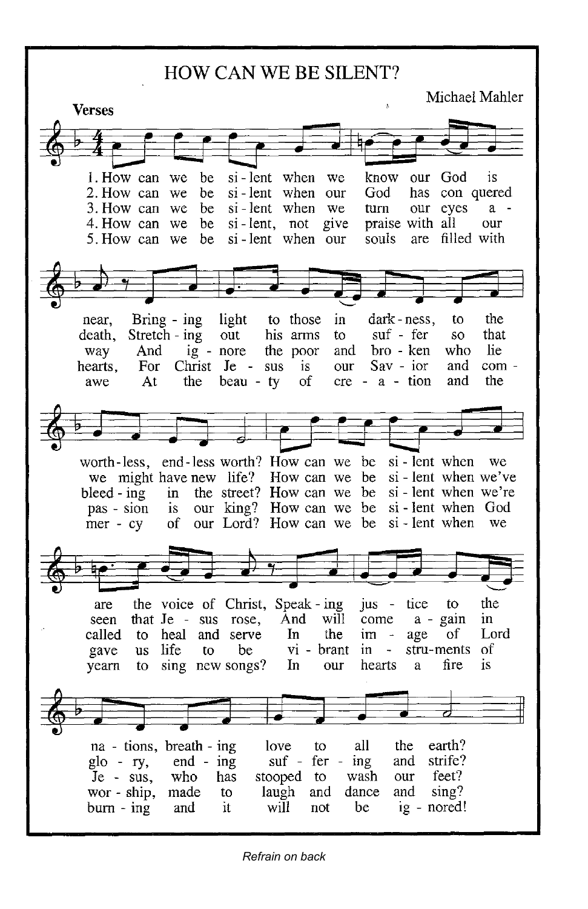# HOW CAN WE BE SILENT?

Michael Mahler

**Verses**

1. How can we be si-lent when we know our God is near, Bring-ing light to those in dark-ness, to the worth-less, end-less worth? How can we be si-lent when we are the voice of Christ, Speak-ing jus-tice to the na-tions, breath-ing love to all the earth?

2. How can we be si-lent when our God has con quered death, Stretch-ing out his arms to suf-fer so that we might have new life? How can we be si-lent when we've seen that Je-sus rose, And will come a-gain in glo-ry, end-ing suf-fer-ing and strife?

3. How can we be si-lent when we turn our eyes a-way And ig-nore the poor and bro-ken who lie bleed-ing in the street? How can we be si-lent when we're called to heal and serve In the im-age of Lord Je-sus, who has stooped to wash our feet?

4. How can we be si-lent, not give praise with all our hearts, For Christ Je-sus is our Sav-ior and com-pas-sion is our king? How can we be si-lent when God gave us life to be vi-brant in-stru-ments of wor-ship, made to laugh and dance and sing?

5. How can we be si-lent when our souls are filled with awe At the beau-ty of cre-a-tion and the mer-cy of our Lord? How can we be si-lent when we yearn to sing new songs? In our hearts a fire is burn-ing and it will not be ig-nored!

*Refrain on back*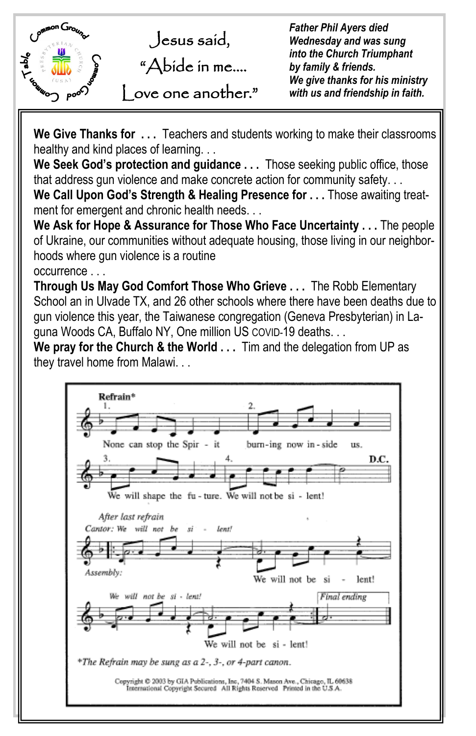Jesus said,

"Abide in me....

Love one another."

***Father Phil Ayers died Wednesday and was sung into the Church Triumphant by family & friends. We give thanks for his ministry with us and friendship in faith.***

**We Give Thanks for . . .** Teachers and students working to make their classrooms healthy and kind places of learning. . .

**We Seek God's protection and guidance . . .** Those seeking public office, those that address gun violence and make concrete action for community safety. . .

**We Call Upon God's Strength & Healing Presence for . . .** Those awaiting treatment for emergent and chronic health needs. . .

**We Ask for Hope & Assurance for Those Who Face Uncertainty . . .** The people of Ukraine, our communities without adequate housing, those living in our neighborhoods where gun violence is a routine occurrence . . .

**Through Us May God Comfort Those Who Grieve . . .** The Robb Elementary School an in Ulvade TX, and 26 other schools where there have been deaths due to gun violence this year, the Taiwanese congregation (Geneva Presbyterian) in Laguna Woods CA, Buffalo NY, One million US COVID-19 deaths. . .

**We pray for the Church & the World . . .** Tim and the delegation from UP as they travel home from Malawi. . .

Refrain*

None can stop the Spir - it burn-ing now in-side us. We will shape the fu - ture. We will not be si - lent! D.C.

*After last refrain*

Cantor: We will not be si - lent!

Assembly: We will not be si - lent!

We will not be si - lent! We will not be si - lent!

Final ending

*The Refrain may be sung as a 2-, 3-, or 4-part canon.

Copyright © 2003 by GIA Publications, Inc, 7404 S. Mason Ave., Chicago, IL 60638
International Copyright Secured All Rights Reserved Printed in the U.S.A.